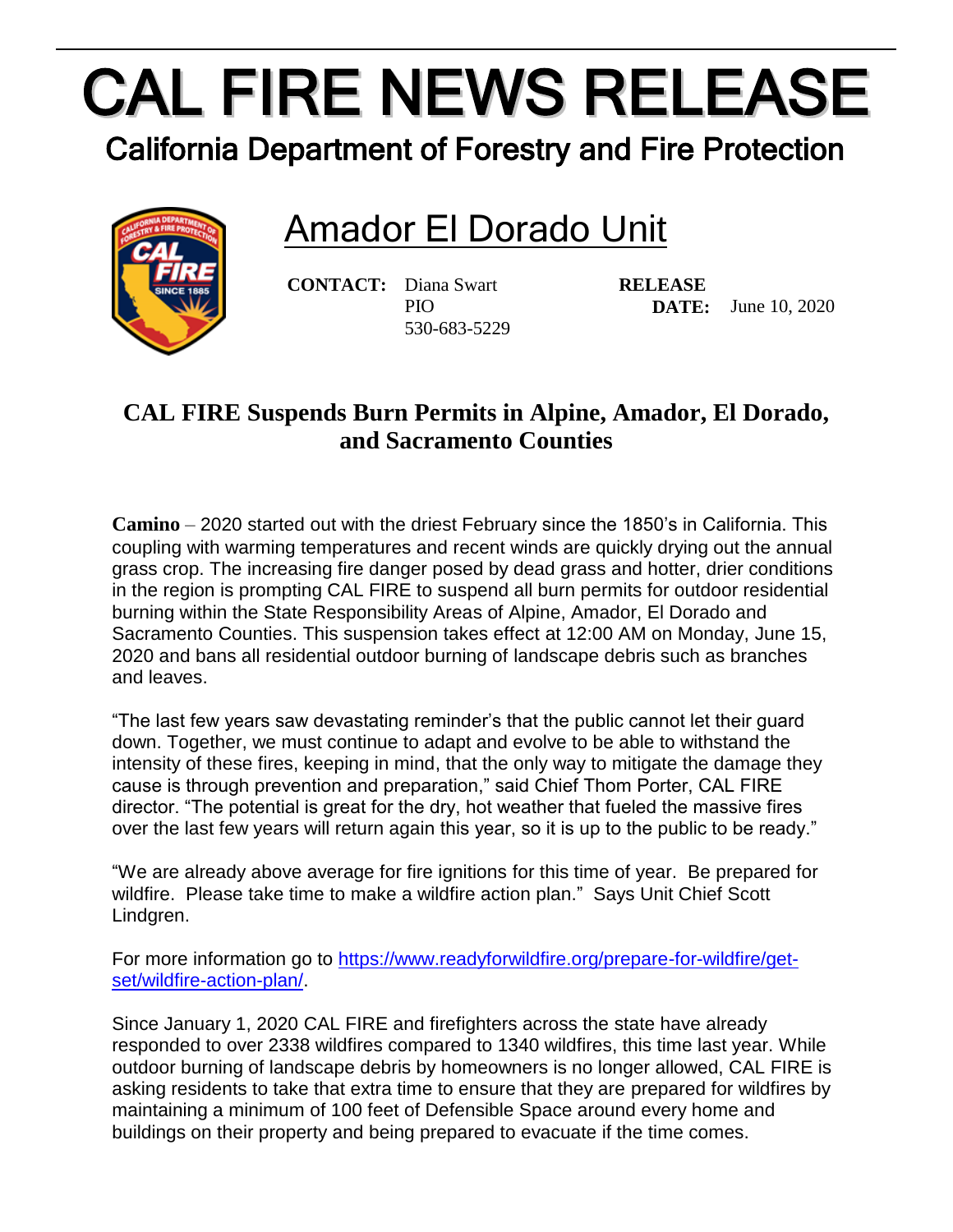# CAL FIRE NEWS RELEASE

## California Department of Forestry and Fire Protection

## Amador El Dorado Unit

**CONTACT:** Diana Swart
PIO
530-683-5229

**RELEASE DATE:** June 10, 2020

### CAL FIRE Suspends Burn Permits in Alpine, Amador, El Dorado, and Sacramento Counties

**Camino** – 2020 started out with the driest February since the 1850's in California. This coupling with warming temperatures and recent winds are quickly drying out the annual grass crop. The increasing fire danger posed by dead grass and hotter, drier conditions in the region is prompting CAL FIRE to suspend all burn permits for outdoor residential burning within the State Responsibility Areas of Alpine, Amador, El Dorado and Sacramento Counties. This suspension takes effect at 12:00 AM on Monday, June 15, 2020 and bans all residential outdoor burning of landscape debris such as branches and leaves.

"The last few years saw devastating reminder's that the public cannot let their guard down. Together, we must continue to adapt and evolve to be able to withstand the intensity of these fires, keeping in mind, that the only way to mitigate the damage they cause is through prevention and preparation," said Chief Thom Porter, CAL FIRE director. "The potential is great for the dry, hot weather that fueled the massive fires over the last few years will return again this year, so it is up to the public to be ready."

"We are already above average for fire ignitions for this time of year. Be prepared for wildfire. Please take time to make a wildfire action plan." Says Unit Chief Scott Lindgren.

For more information go to https://www.readyforwildfire.org/prepare-for-wildfire/get-set/wildfire-action-plan/.

Since January 1, 2020 CAL FIRE and firefighters across the state have already responded to over 2338 wildfires compared to 1340 wildfires, this time last year. While outdoor burning of landscape debris by homeowners is no longer allowed, CAL FIRE is asking residents to take that extra time to ensure that they are prepared for wildfires by maintaining a minimum of 100 feet of Defensible Space around every home and buildings on their property and being prepared to evacuate if the time comes.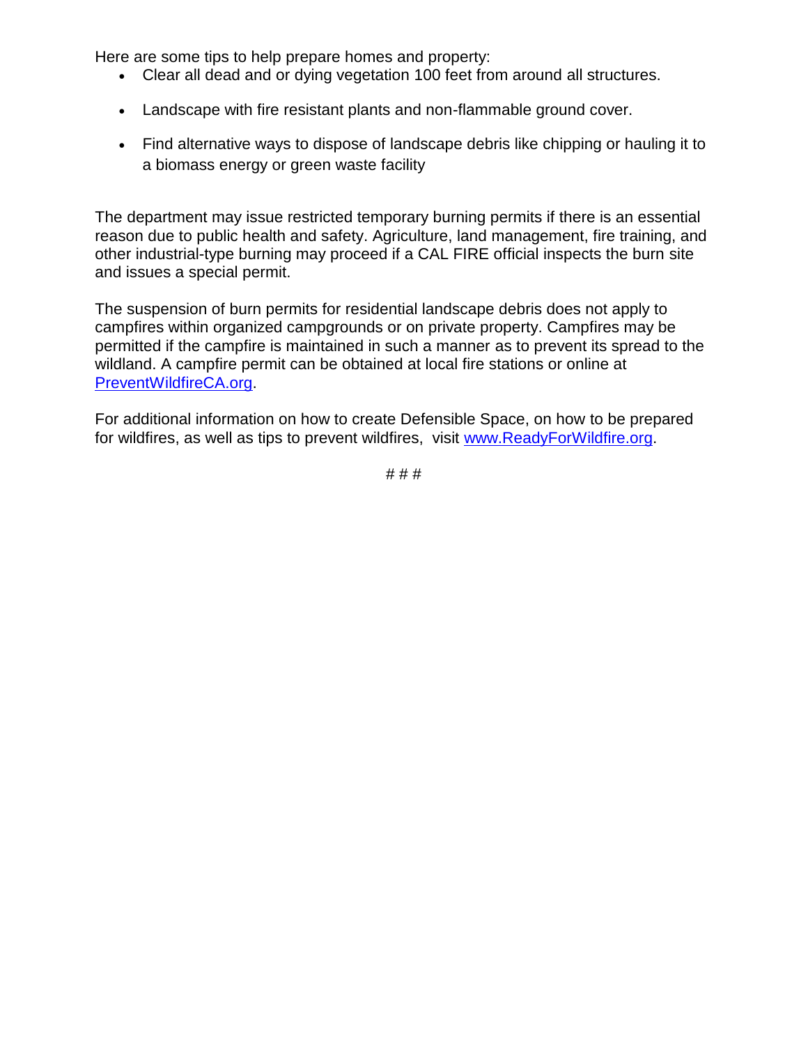Here are some tips to help prepare homes and property:

- Clear all dead and or dying vegetation 100 feet from around all structures.
- Landscape with fire resistant plants and non-flammable ground cover.
- Find alternative ways to dispose of landscape debris like chipping or hauling it to a biomass energy or green waste facility

The department may issue restricted temporary burning permits if there is an essential reason due to public health and safety. Agriculture, land management, fire training, and other industrial-type burning may proceed if a CAL FIRE official inspects the burn site and issues a special permit.

The suspension of burn permits for residential landscape debris does not apply to campfires within organized campgrounds or on private property. Campfires may be permitted if the campfire is maintained in such a manner as to prevent its spread to the wildland. A campfire permit can be obtained at local fire stations or online at PreventWildfireCA.org.

For additional information on how to create Defensible Space, on how to be prepared for wildfires, as well as tips to prevent wildfires, visit www.ReadyForWildfire.org.

# # #